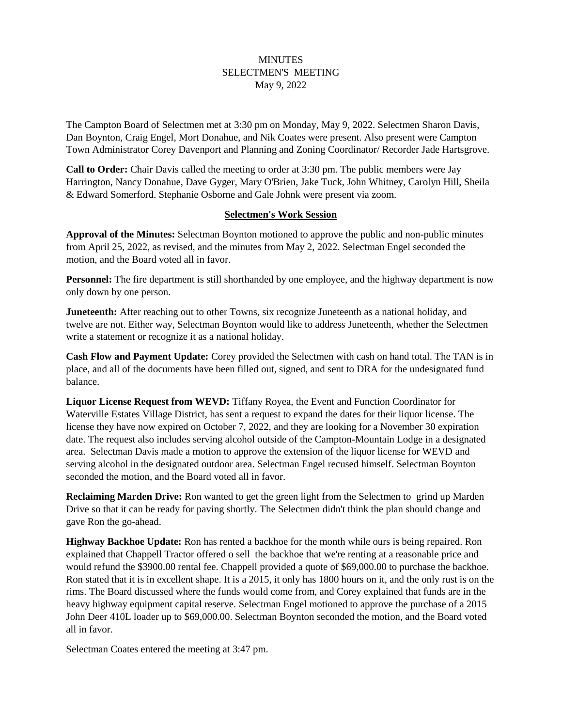# MINUTES
## SELECTMEN'S MEETING
### May 9, 2022

The Campton Board of Selectmen met at 3:30 pm on Monday, May 9, 2022. Selectmen Sharon Davis, Dan Boynton, Craig Engel, Mort Donahue, and Nik Coates were present. Also present were Campton Town Administrator Corey Davenport and Planning and Zoning Coordinator/ Recorder Jade Hartsgrove.

**Call to Order:** Chair Davis called the meeting to order at 3:30 pm. The public members were Jay Harrington, Nancy Donahue, Dave Gyger, Mary O'Brien, Jake Tuck, John Whitney, Carolyn Hill, Sheila & Edward Somerford. Stephanie Osborne and Gale Johnk were present via zoom.

**Selectmen's Work Session**

**Approval of the Minutes:** Selectman Boynton motioned to approve the public and non-public minutes from April 25, 2022, as revised, and the minutes from May 2, 2022. Selectman Engel seconded the motion, and the Board voted all in favor.

**Personnel:** The fire department is still shorthanded by one employee, and the highway department is now only down by one person.

**Juneteenth:** After reaching out to other Towns, six recognize Juneteenth as a national holiday, and twelve are not. Either way, Selectman Boynton would like to address Juneteenth, whether the Selectmen write a statement or recognize it as a national holiday.

**Cash Flow and Payment Update:** Corey provided the Selectmen with cash on hand total. The TAN is in place, and all of the documents have been filled out, signed, and sent to DRA for the undesignated fund balance.

**Liquor License Request from WEVD:** Tiffany Royea, the Event and Function Coordinator for Waterville Estates Village District, has sent a request to expand the dates for their liquor license. The license they have now expired on October 7, 2022, and they are looking for a November 30 expiration date. The request also includes serving alcohol outside of the Campton-Mountain Lodge in a designated area. Selectman Davis made a motion to approve the extension of the liquor license for WEVD and serving alcohol in the designated outdoor area. Selectman Engel recused himself. Selectman Boynton seconded the motion, and the Board voted all in favor.

**Reclaiming Marden Drive:** Ron wanted to get the green light from the Selectmen to grind up Marden Drive so that it can be ready for paving shortly. The Selectmen didn't think the plan should change and gave Ron the go-ahead.

**Highway Backhoe Update:** Ron has rented a backhoe for the month while ours is being repaired. Ron explained that Chappell Tractor offered o sell the backhoe that we're renting at a reasonable price and would refund the $3900.00 rental fee. Chappell provided a quote of $69,000.00 to purchase the backhoe. Ron stated that it is in excellent shape. It is a 2015, it only has 1800 hours on it, and the only rust is on the rims. The Board discussed where the funds would come from, and Corey explained that funds are in the heavy highway equipment capital reserve. Selectman Engel motioned to approve the purchase of a 2015 John Deer 410L loader up to $69,000.00. Selectman Boynton seconded the motion, and the Board voted all in favor.

Selectman Coates entered the meeting at 3:47 pm.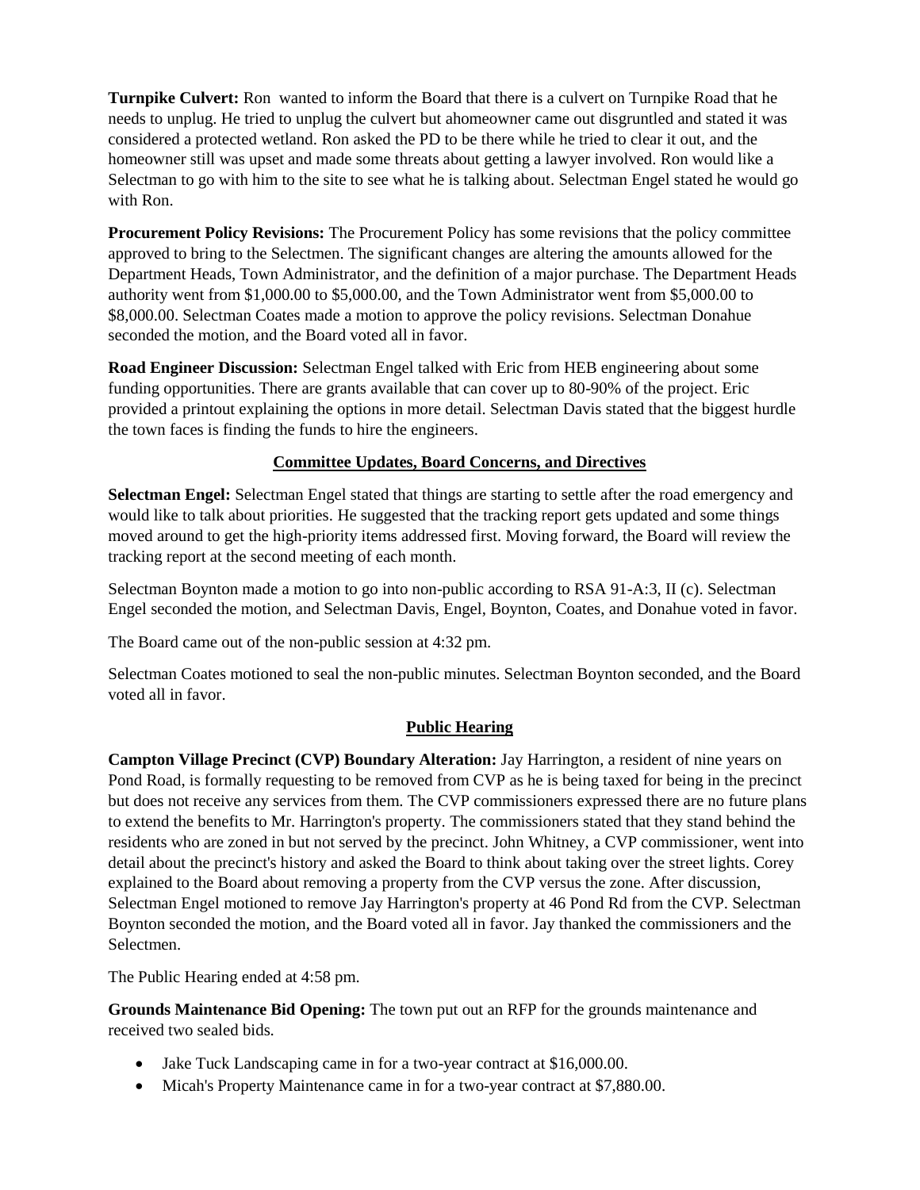**Turnpike Culvert:** Ron wanted to inform the Board that there is a culvert on Turnpike Road that he needs to unplug. He tried to unplug the culvert but ahomeowner came out disgruntled and stated it was considered a protected wetland. Ron asked the PD to be there while he tried to clear it out, and the homeowner still was upset and made some threats about getting a lawyer involved. Ron would like a Selectman to go with him to the site to see what he is talking about. Selectman Engel stated he would go with Ron.

**Procurement Policy Revisions:** The Procurement Policy has some revisions that the policy committee approved to bring to the Selectmen. The significant changes are altering the amounts allowed for the Department Heads, Town Administrator, and the definition of a major purchase. The Department Heads authority went from $1,000.00 to $5,000.00, and the Town Administrator went from $5,000.00 to $8,000.00. Selectman Coates made a motion to approve the policy revisions. Selectman Donahue seconded the motion, and the Board voted all in favor.

**Road Engineer Discussion:** Selectman Engel talked with Eric from HEB engineering about some funding opportunities. There are grants available that can cover up to 80-90% of the project. Eric provided a printout explaining the options in more detail. Selectman Davis stated that the biggest hurdle the town faces is finding the funds to hire the engineers.

## Committee Updates, Board Concerns, and Directives

**Selectman Engel:** Selectman Engel stated that things are starting to settle after the road emergency and would like to talk about priorities. He suggested that the tracking report gets updated and some things moved around to get the high-priority items addressed first. Moving forward, the Board will review the tracking report at the second meeting of each month.

Selectman Boynton made a motion to go into non-public according to RSA 91-A:3, II (c). Selectman Engel seconded the motion, and Selectman Davis, Engel, Boynton, Coates, and Donahue voted in favor.

The Board came out of the non-public session at 4:32 pm.

Selectman Coates motioned to seal the non-public minutes. Selectman Boynton seconded, and the Board voted all in favor.

## Public Hearing

**Campton Village Precinct (CVP) Boundary Alteration:** Jay Harrington, a resident of nine years on Pond Road, is formally requesting to be removed from CVP as he is being taxed for being in the precinct but does not receive any services from them. The CVP commissioners expressed there are no future plans to extend the benefits to Mr. Harrington's property. The commissioners stated that they stand behind the residents who are zoned in but not served by the precinct. John Whitney, a CVP commissioner, went into detail about the precinct's history and asked the Board to think about taking over the street lights. Corey explained to the Board about removing a property from the CVP versus the zone. After discussion, Selectman Engel motioned to remove Jay Harrington's property at 46 Pond Rd from the CVP. Selectman Boynton seconded the motion, and the Board voted all in favor. Jay thanked the commissioners and the Selectmen.

The Public Hearing ended at 4:58 pm.

**Grounds Maintenance Bid Opening:** The town put out an RFP for the grounds maintenance and received two sealed bids.

- Jake Tuck Landscaping came in for a two-year contract at $16,000.00.
- Micah's Property Maintenance came in for a two-year contract at $7,880.00.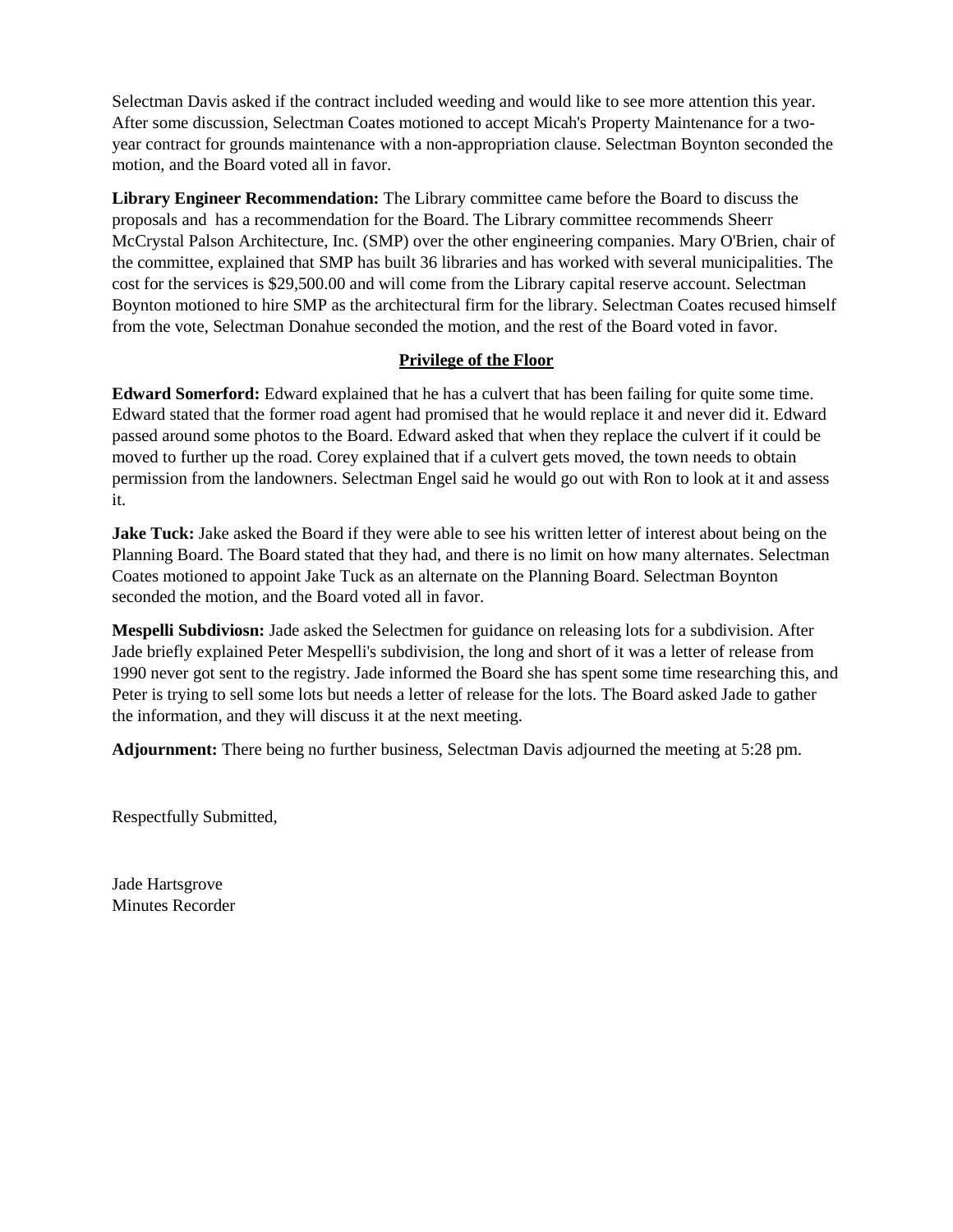Selectman Davis asked if the contract included weeding and would like to see more attention this year. After some discussion, Selectman Coates motioned to accept Micah's Property Maintenance for a two-year contract for grounds maintenance with a non-appropriation clause. Selectman Boynton seconded the motion, and the Board voted all in favor.

**Library Engineer Recommendation:** The Library committee came before the Board to discuss the proposals and has a recommendation for the Board. The Library committee recommends Sheerr McCrystal Palson Architecture, Inc. (SMP) over the other engineering companies. Mary O'Brien, chair of the committee, explained that SMP has built 36 libraries and has worked with several municipalities. The cost for the services is $29,500.00 and will come from the Library capital reserve account. Selectman Boynton motioned to hire SMP as the architectural firm for the library. Selectman Coates recused himself from the vote, Selectman Donahue seconded the motion, and the rest of the Board voted in favor.

## Privilege of the Floor

**Edward Somerford:** Edward explained that he has a culvert that has been failing for quite some time. Edward stated that the former road agent had promised that he would replace it and never did it. Edward passed around some photos to the Board. Edward asked that when they replace the culvert if it could be moved to further up the road. Corey explained that if a culvert gets moved, the town needs to obtain permission from the landowners. Selectman Engel said he would go out with Ron to look at it and assess it.

**Jake Tuck:** Jake asked the Board if they were able to see his written letter of interest about being on the Planning Board. The Board stated that they had, and there is no limit on how many alternates. Selectman Coates motioned to appoint Jake Tuck as an alternate on the Planning Board. Selectman Boynton seconded the motion, and the Board voted all in favor.

**Mespelli Subdiviosn:** Jade asked the Selectmen for guidance on releasing lots for a subdivision. After Jade briefly explained Peter Mespelli's subdivision, the long and short of it was a letter of release from 1990 never got sent to the registry. Jade informed the Board she has spent some time researching this, and Peter is trying to sell some lots but needs a letter of release for the lots. The Board asked Jade to gather the information, and they will discuss it at the next meeting.

**Adjournment:** There being no further business, Selectman Davis adjourned the meeting at 5:28 pm.

Respectfully Submitted,

Jade Hartsgrove
Minutes Recorder